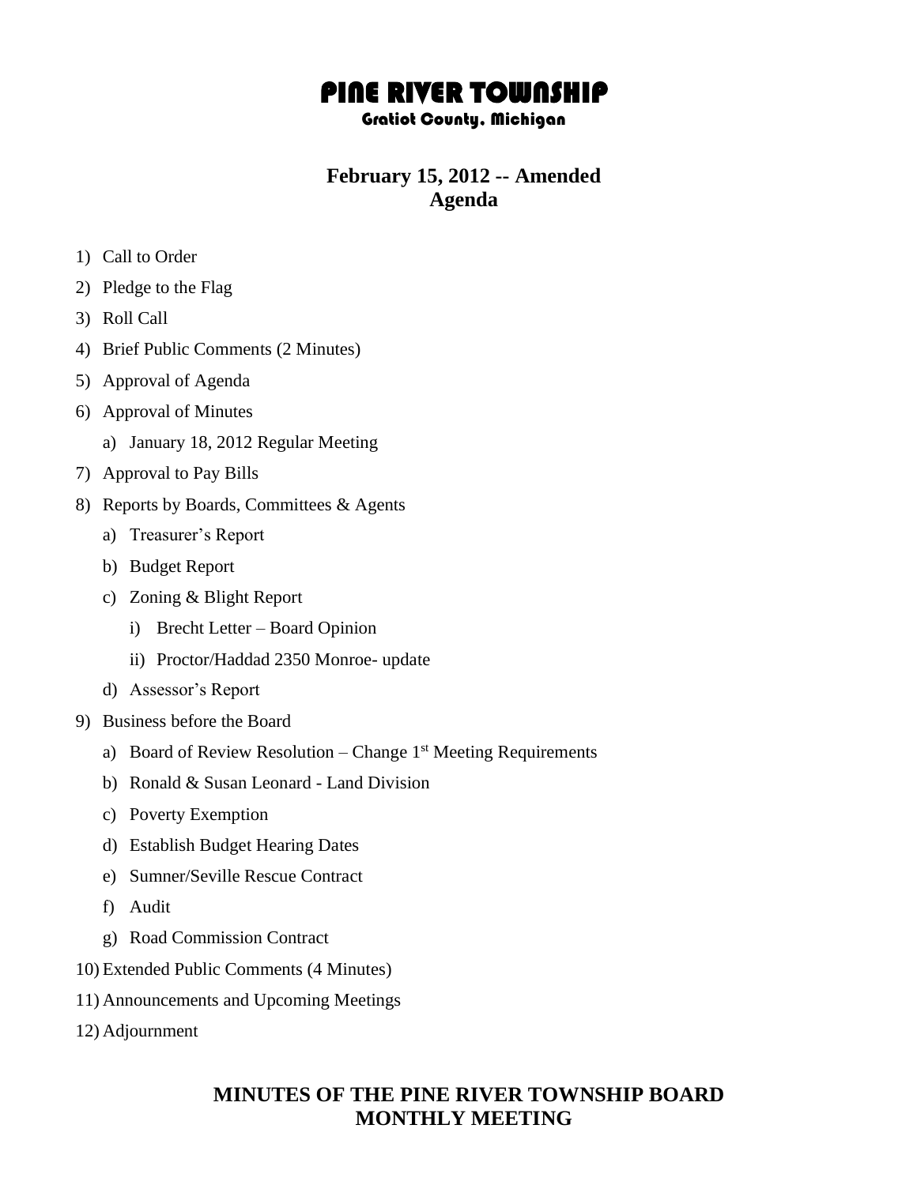# PINE RIVER TOWNSHIP

### Gratiot County, Michigan

## February 15, 2012 -- Amended Agenda

1) Call to Order
2) Pledge to the Flag
3) Roll Call
4) Brief Public Comments (2 Minutes)
5) Approval of Agenda
6) Approval of Minutes
    a) January 18, 2012 Regular Meeting
7) Approval to Pay Bills
8) Reports by Boards, Committees & Agents
    a) Treasurer's Report
    b) Budget Report
    c) Zoning & Blight Report
        i) Brecht Letter – Board Opinion
        ii) Proctor/Haddad 2350 Monroe- update
    d) Assessor's Report
9) Business before the Board
    a) Board of Review Resolution – Change 1st Meeting Requirements
    b) Ronald & Susan Leonard - Land Division
    c) Poverty Exemption
    d) Establish Budget Hearing Dates
    e) Sumner/Seville Rescue Contract
    f) Audit
    g) Road Commission Contract
10) Extended Public Comments (4 Minutes)
11) Announcements and Upcoming Meetings
12) Adjournment

## MINUTES OF THE PINE RIVER TOWNSHIP BOARD MONTHLY MEETING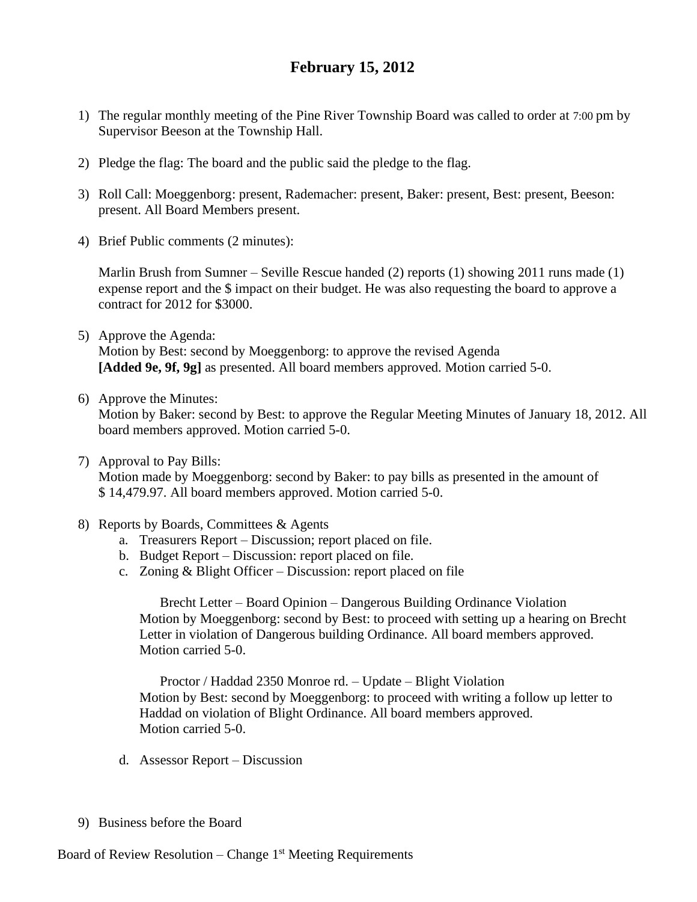# February 15, 2012

1) The regular monthly meeting of the Pine River Township Board was called to order at 7:00 pm by Supervisor Beeson at the Township Hall.

2) Pledge the flag: The board and the public said the pledge to the flag.

3) Roll Call: Moeggenborg: present, Rademacher: present, Baker: present, Best: present, Beeson: present. All Board Members present.

4) Brief Public comments (2 minutes):

   Marlin Brush from Sumner – Seville Rescue handed (2) reports (1) showing 2011 runs made (1) expense report and the $ impact on their budget. He was also requesting the board to approve a contract for 2012 for $3000.

5) Approve the Agenda:
   Motion by Best: second by Moeggenborg: to approve the revised Agenda **[Added 9e, 9f, 9g]** as presented. All board members approved. Motion carried 5-0.

6) Approve the Minutes:
   Motion by Baker: second by Best: to approve the Regular Meeting Minutes of January 18, 2012. All board members approved. Motion carried 5-0.

7) Approval to Pay Bills:
   Motion made by Moeggenborg: second by Baker: to pay bills as presented in the amount of $ 14,479.97. All board members approved. Motion carried 5-0.

8) Reports by Boards, Committees & Agents
   a. Treasurers Report – Discussion; report placed on file.
   b. Budget Report – Discussion: report placed on file.
   c. Zoning & Blight Officer – Discussion: report placed on file

      Brecht Letter – Board Opinion – Dangerous Building Ordinance Violation
      Motion by Moeggenborg: second by Best: to proceed with setting up a hearing on Brecht Letter in violation of Dangerous building Ordinance. All board members approved. Motion carried 5-0.

      Proctor / Haddad 2350 Monroe rd. – Update – Blight Violation
      Motion by Best: second by Moeggenborg: to proceed with writing a follow up letter to Haddad on violation of Blight Ordinance. All board members approved. Motion carried 5-0.

   d. Assessor Report – Discussion

9) Business before the Board

Board of Review Resolution – Change 1st Meeting Requirements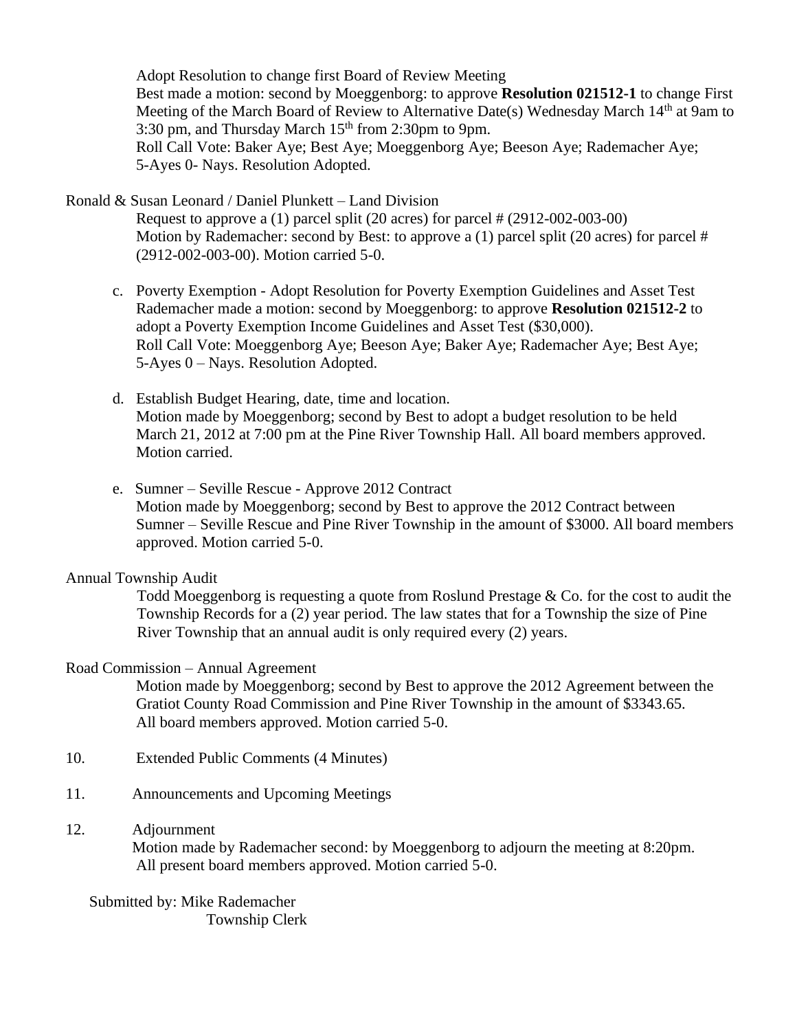Adopt Resolution to change first Board of Review Meeting
Best made a motion: second by Moeggenborg: to approve **Resolution 021512-1** to change First Meeting of the March Board of Review to Alternative Date(s) Wednesday March 14th at 9am to 3:30 pm, and Thursday March 15th from 2:30pm to 9pm.
Roll Call Vote: Baker Aye; Best Aye; Moeggenborg Aye; Beeson Aye; Rademacher Aye; 5-Ayes 0- Nays. Resolution Adopted.

Ronald & Susan Leonard / Daniel Plunkett – Land Division
Request to approve a (1) parcel split (20 acres) for parcel # (2912-002-003-00)
Motion by Rademacher: second by Best: to approve a (1) parcel split (20 acres) for parcel # (2912-002-003-00). Motion carried 5-0.

c. Poverty Exemption - Adopt Resolution for Poverty Exemption Guidelines and Asset Test
Rademacher made a motion: second by Moeggenborg: to approve **Resolution 021512-2** to adopt a Poverty Exemption Income Guidelines and Asset Test ($30,000).
Roll Call Vote: Moeggenborg Aye; Beeson Aye; Baker Aye; Rademacher Aye; Best Aye; 5-Ayes 0 – Nays. Resolution Adopted.

d. Establish Budget Hearing, date, time and location.
Motion made by Moeggenborg; second by Best to adopt a budget resolution to be held March 21, 2012 at 7:00 pm at the Pine River Township Hall. All board members approved. Motion carried.

e. Sumner – Seville Rescue - Approve 2012 Contract
Motion made by Moeggenborg; second by Best to approve the 2012 Contract between Sumner – Seville Rescue and Pine River Township in the amount of $3000. All board members approved. Motion carried 5-0.

Annual Township Audit
Todd Moeggenborg is requesting a quote from Roslund Prestage & Co. for the cost to audit the Township Records for a (2) year period. The law states that for a Township the size of Pine River Township that an annual audit is only required every (2) years.

Road Commission – Annual Agreement
Motion made by Moeggenborg; second by Best to approve the 2012 Agreement between the Gratiot County Road Commission and Pine River Township in the amount of $3343.65. All board members approved. Motion carried 5-0.

10. Extended Public Comments (4 Minutes)

11. Announcements and Upcoming Meetings

12. Adjournment
Motion made by Rademacher second: by Moeggenborg to adjourn the meeting at 8:20pm. All present board members approved. Motion carried 5-0.

Submitted by: Mike Rademacher
Township Clerk